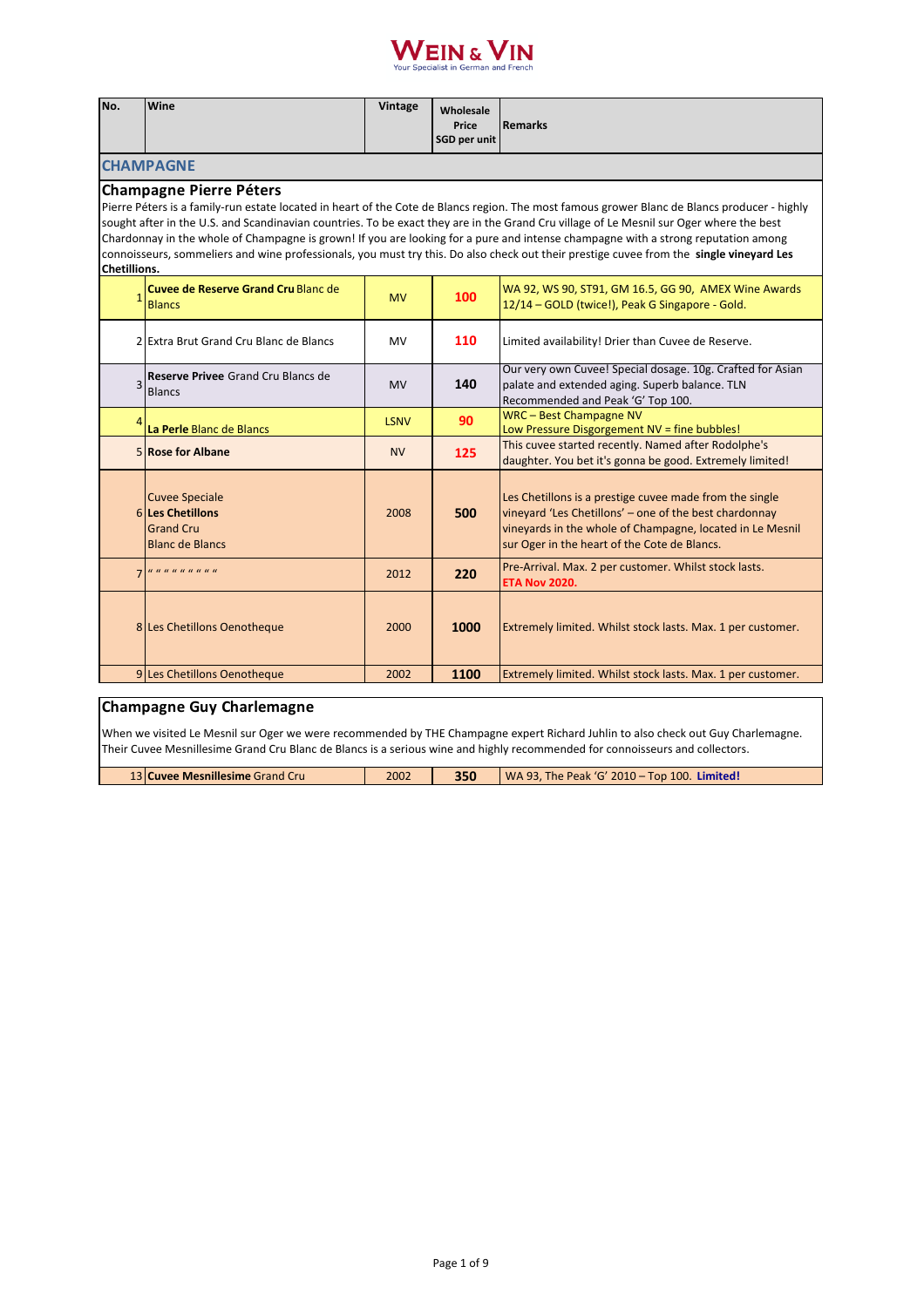# WEIN & VIN

Your Specialist in German and French

| No. | Wine | Vintage | Wholesale Price SGD per unit | Remarks |
|---|---|---|---|---|
| **CHAMPAGNE** | | | | |

## Champagne Pierre Péters

Pierre Péters is a family-run estate located in heart of the Cote de Blancs region. The most famous grower Blanc de Blancs producer - highly sought after in the U.S. and Scandinavian countries. To be exact they are in the Grand Cru village of Le Mesnil sur Oger where the best Chardonnay in the whole of Champagne is grown! If you are looking for a pure and intense champagne with a strong reputation among connoisseurs, sommeliers and wine professionals, you must try this. Do also check out their prestige cuvee from the **single vineyard Les Chetillions.**

| No. | Wine | Vintage | Wholesale Price SGD per unit | Remarks |
|---|---|---|---|---|
| 1 | **Cuvee de Reserve Grand Cru** Blanc de Blancs | MV | **100** | WA 92, WS 90, ST91, GM 16.5, GG 90, AMEX Wine Awards 12/14 – GOLD (twice!), Peak G Singapore - Gold. |
| 2 | Extra Brut Grand Cru Blanc de Blancs | MV | **110** | Limited availability! Drier than Cuvee de Reserve. |
| 3 | **Reserve Privee** Grand Cru Blancs de Blancs | MV | **140** | Our very own Cuvee! Special dosage. 10g. Crafted for Asian palate and extended aging. Superb balance. TLN Recommended and Peak 'G' Top 100. |
| 4 | **La Perle** Blanc de Blancs | LSNV | **90** | WRC – Best Champagne NV<br>Low Pressure Disgorgement NV = fine bubbles! |
| 5 | **Rose for Albane** | NV | **125** | This cuvee started recently. Named after Rodolphe's daughter. You bet it's gonna be good. Extremely limited! |
| 6 | Cuvee Speciale<br>**Les Chetillons**<br>Grand Cru<br>Blanc de Blancs | 2008 | **500** | Les Chetillons is a prestige cuvee made from the single vineyard 'Les Chetillons' – one of the best chardonnay vineyards in the whole of Champagne, located in Le Mesnil sur Oger in the heart of the Cote de Blancs. |
| 7 | " " " " " " " " " | 2012 | **220** | Pre-Arrival. Max. 2 per customer. Whilst stock lasts. **ETA Nov 2020.** |
| 8 | Les Chetillons Oenotheque | 2000 | **1000** | Extremely limited. Whilst stock lasts. Max. 1 per customer. |
| 9 | Les Chetillons Oenotheque | 2002 | **1100** | Extremely limited. Whilst stock lasts. Max. 1 per customer. |

## Champagne Guy Charlemagne

When we visited Le Mesnil sur Oger we were recommended by THE Champagne expert Richard Juhlin to also check out Guy Charlemagne. Their Cuvee Mesnillesime Grand Cru Blanc de Blancs is a serious wine and highly recommended for connoisseurs and collectors.

| No. | Wine | Vintage | Wholesale Price SGD per unit | Remarks |
|---|---|---|---|---|
| 13 | **Cuvee Mesnillesime** Grand Cru | 2002 | **350** | WA 93, The Peak 'G' 2010 – Top 100. **Limited!** |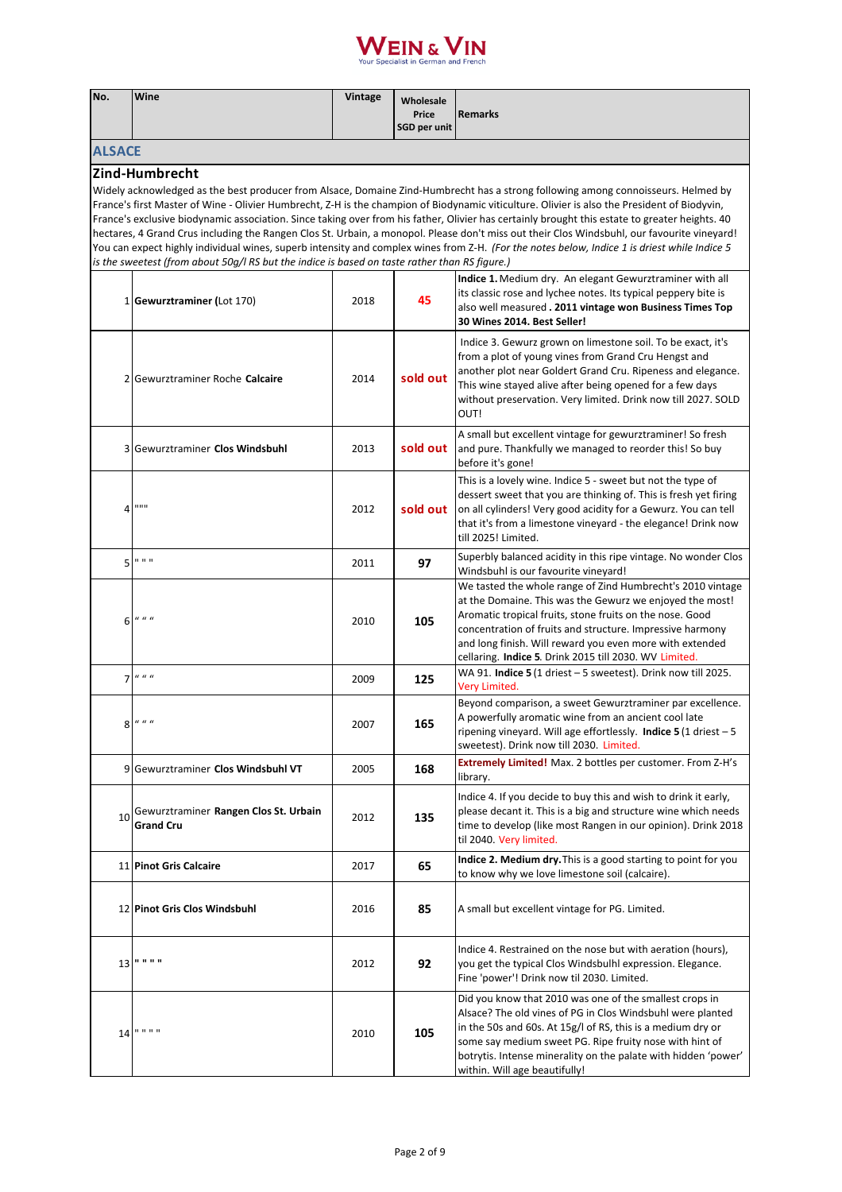# WEIN & VIN

Your Specialist in German and French

| No. | Wine | Vintage | Wholesale Price SGD per unit | Remarks |
|---|---|---|---|---|
| **ALSACE** | | | | |
| **Zind-Humbrecht** | | | | |
| Widely acknowledged as the best producer from Alsace, Domaine Zind-Humbrecht has a strong following among connoisseurs. Helmed by France's first Master of Wine - Olivier Humbrecht, Z-H is the champion of Biodynamic viticulture. Olivier is also the President of Biodyvin, France's exclusive biodynamic association. Since taking over from his father, Olivier has certainly brought this estate to greater heights. 40 hectares, 4 Grand Crus including the Rangen Clos St. Urbain, a monopol. Please don't miss out their Clos Windsbuhl, our favourite vineyard! You can expect highly individual wines, superb intensity and complex wines from Z-H. *(For the notes below, Indice 1 is driest while Indice 5 is the sweetest (from about 50g/l RS but the indice is based on taste rather than RS figure.)* | | | | |
| 1 | **Gewurztraminer (**Lot 170) | 2018 | **45** | **Indice 1.** Medium dry. An elegant Gewurztraminer with all its classic rose and lychee notes. Its typical peppery bite is also well measured **. 2011 vintage won Business Times Top 30 Wines 2014. Best Seller!** |
| 2 | Gewurztraminer Roche **Calcaire** | 2014 | **sold out** | Indice 3. Gewurz grown on limestone soil. To be exact, it's from a plot of young vines from Grand Cru Hengst and another plot near Goldert Grand Cru. Ripeness and elegance. This wine stayed alive after being opened for a few days without preservation. Very limited. Drink now till 2027. SOLD OUT! |
| 3 | Gewurztraminer **Clos Windsbuhl** | 2013 | **sold out** | A small but excellent vintage for gewurztraminer! So fresh and pure. Thankfully we managed to reorder this! So buy before it's gone! |
| 4 | """" | 2012 | **sold out** | This is a lovely wine. Indice 5 - sweet but not the type of dessert sweet that you are thinking of. This is fresh yet firing on all cylinders! Very good acidity for a Gewurz. You can tell that it's from a limestone vineyard - the elegance! Drink now till 2025! Limited. |
| 5 | " " " | 2011 | **97** | Superbly balanced acidity in this ripe vintage. No wonder Clos Windsbuhl is our favourite vineyard! |
| 6 | " " " | 2010 | **105** | We tasted the whole range of Zind Humbrecht's 2010 vintage at the Domaine. This was the Gewurz we enjoyed the most! Aromatic tropical fruits, stone fruits on the nose. Good concentration of fruits and structure. Impressive harmony and long finish. Will reward you even more with extended cellaring. **Indice 5**. Drink 2015 till 2030. WV Limited. |
| 7 | " " " | 2009 | **125** | WA 91. **Indice 5** (1 driest – 5 sweetest). Drink now till 2025. Very Limited. |
| 8 | " " " | 2007 | **165** | Beyond comparison, a sweet Gewurztraminer par excellence. A powerfully aromatic wine from an ancient cool late ripening vineyard. Will age effortlessly. **Indice 5** (1 driest – 5 sweetest). Drink now till 2030. Limited. |
| 9 | Gewurztraminer **Clos Windsbuhl VT** | 2005 | **168** | **Extremely Limited!** Max. 2 bottles per customer. From Z-H's library. |
| 10 | Gewurztraminer **Rangen Clos St. Urbain Grand Cru** | 2012 | **135** | Indice 4. If you decide to buy this and wish to drink it early, please decant it. This is a big and structure wine which needs time to develop (like most Rangen in our opinion). Drink 2018 til 2040. Very limited. |
| 11 | **Pinot Gris Calcaire** | 2017 | **65** | **Indice 2. Medium dry.** This is a good starting to point for you to know why we love limestone soil (calcaire). |
| 12 | **Pinot Gris Clos Windsbuhl** | 2016 | **85** | A small but excellent vintage for PG. Limited. |
| 13 | " " " " | 2012 | **92** | Indice 4. Restrained on the nose but with aeration (hours), you get the typical Clos Windsbulhl expression. Elegance. Fine 'power'! Drink now til 2030. Limited. |
| 14 | " " " " | 2010 | **105** | Did you know that 2010 was one of the smallest crops in Alsace? The old vines of PG in Clos Windsbuhl were planted in the 50s and 60s. At 15g/l of RS, this is a medium dry or some say medium sweet PG. Ripe fruity nose with hint of botrytis. Intense minerality on the palate with hidden 'power' within. Will age beautifully! |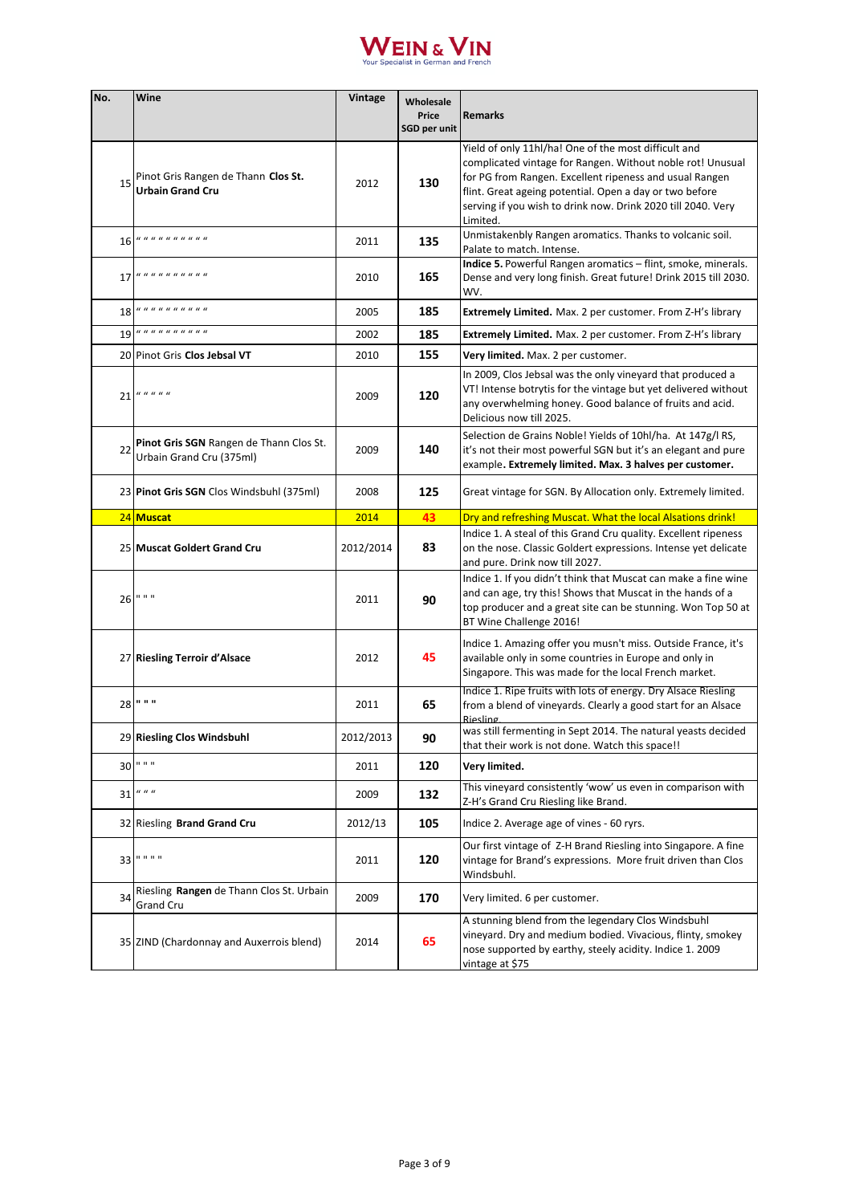**WEIN & VIN**
Your Specialist in German and French

| No. | Wine | Vintage | Wholesale Price SGD per unit | Remarks |
|---|---|---|---|---|
| 15 | Pinot Gris Rangen de Thann **Clos St. Urbain Grand Cru** | 2012 | **130** | Yield of only 11hl/ha! One of the most difficult and complicated vintage for Rangen. Without noble rot! Unusual for PG from Rangen. Excellent ripeness and usual Rangen flint. Great ageing potential. Open a day or two before serving if you wish to drink now. Drink 2020 till 2040. Very Limited. |
| 16 | " " " " " " " " " " " | 2011 | **135** | Unmistakenbly Rangen aromatics. Thanks to volcanic soil. Palate to match. Intense. |
| 17 | " " " " " " " " " " " | 2010 | **165** | **Indice 5.** Powerful Rangen aromatics – flint, smoke, minerals. Dense and very long finish. Great future! Drink 2015 till 2030. WV. |
| 18 | " " " " " " " " " " " | 2005 | **185** | **Extremely Limited.** Max. 2 per customer. From Z-H's library |
| 19 | " " " " " " " " " " " | 2002 | **185** | **Extremely Limited.** Max. 2 per customer. From Z-H's library |
| 20 | Pinot Gris **Clos Jebsal VT** | 2010 | **155** | **Very limited.** Max. 2 per customer. |
| 21 | " " " " " | 2009 | **120** | In 2009, Clos Jebsal was the only vineyard that produced a VT! Intense botrytis for the vintage but yet delivered without any overwhelming honey. Good balance of fruits and acid. Delicious now till 2025. |
| 22 | **Pinot Gris SGN** Rangen de Thann Clos St. Urbain Grand Cru (375ml) | 2009 | **140** | Selection de Grains Noble! Yields of 10hl/ha. At 147g/l RS, it's not their most powerful SGN but it's an elegant and pure example**. Extremely limited. Max. 3 halves per customer.** |
| 23 | **Pinot Gris SGN** Clos Windsbuhl (375ml) | 2008 | **125** | Great vintage for SGN. By Allocation only. Extremely limited. |
| 24 | **Muscat** | 2014 | **43** | Dry and refreshing Muscat. What the local Alsations drink! |
| 25 | **Muscat Goldert Grand Cru** | 2012/2014 | **83** | Indice 1. A steal of this Grand Cru quality. Excellent ripeness on the nose. Classic Goldert expressions. Intense yet delicate and pure. Drink now till 2027. |
| 26 | " " " | 2011 | **90** | Indice 1. If you didn't think that Muscat can make a fine wine and can age, try this! Shows that Muscat in the hands of a top producer and a great site can be stunning. Won Top 50 at BT Wine Challenge 2016! |
| 27 | **Riesling Terroir d'Alsace** | 2012 | **45** | Indice 1. Amazing offer you musn't miss. Outside France, it's available only in some countries in Europe and only in Singapore. This was made for the local French market. |
| 28 | **" " "** | 2011 | **65** | Indice 1. Ripe fruits with lots of energy. Dry Alsace Riesling from a blend of vineyards. Clearly a good start for an Alsace Riesling. |
| 29 | **Riesling Clos Windsbuhl** | 2012/2013 | **90** | was still fermenting in Sept 2014. The natural yeasts decided that their work is not done. Watch this space!! |
| 30 | " " " | 2011 | **120** | **Very limited.** |
| 31 | " " " | 2009 | **132** | This vineyard consistently 'wow' us even in comparison with Z-H's Grand Cru Riesling like Brand. |
| 32 | Riesling **Brand Grand Cru** | 2012/13 | **105** | Indice 2. Average age of vines - 60 ryrs. |
| 33 | " " " " | 2011 | **120** | Our first vintage of Z-H Brand Riesling into Singapore. A fine vintage for Brand's expressions. More fruit driven than Clos Windsbuhl. |
| 34 | Riesling **Rangen** de Thann Clos St. Urbain Grand Cru | 2009 | **170** | Very limited. 6 per customer. |
| 35 | ZIND (Chardonnay and Auxerrois blend) | 2014 | **65** | A stunning blend from the legendary Clos Windsbuhl vineyard. Dry and medium bodied. Vivacious, flinty, smokey nose supported by earthy, steely acidity. Indice 1. 2009 vintage at $75 |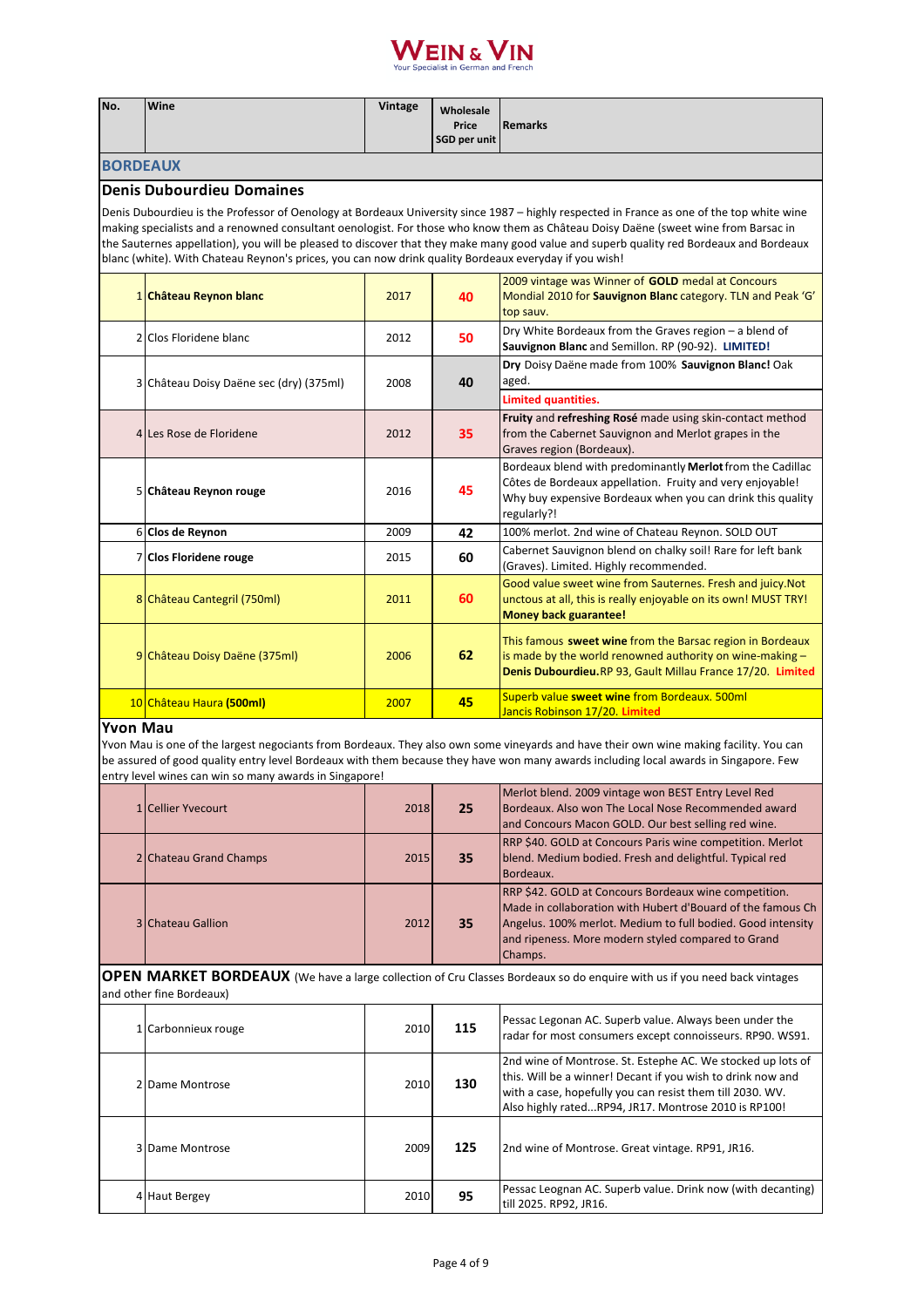# WEIN & VIN

Your Specialist in German and French

| No. | Wine | Vintage | Wholesale Price SGD per unit | Remarks |
|---|---|---|---|---|
| **BORDEAUX** | | | | |

## Denis Dubourdieu Domaines

Denis Dubourdieu is the Professor of Oenology at Bordeaux University since 1987 – highly respected in France as one of the top white wine making specialists and a renowned consultant oenologist. For those who know them as Château Doisy Daëne (sweet wine from Barsac in the Sauternes appellation), you will be pleased to discover that they make many good value and superb quality red Bordeaux and Bordeaux blanc (white). With Chateau Reynon's prices, you can now drink quality Bordeaux everyday if you wish!

| No. | Wine | Vintage | Wholesale Price SGD per unit | Remarks |
|---|---|---|---|---|
| 1 | **Château Reynon blanc** | 2017 | **40** | 2009 vintage was Winner of **GOLD** medal at Concours Mondial 2010 for **Sauvignon Blanc** category. TLN and Peak 'G' top sauv. |
| 2 | Clos Floridene blanc | 2012 | **50** | Dry White Bordeaux from the Graves region – a blend of **Sauvignon Blanc** and Semillon. RP (90-92). **LIMITED!** |
| 3 | Château Doisy Daëne sec (dry) (375ml) | 2008 | **40** | **Dry** Doisy Daëne made from 100% **Sauvignon Blanc!** Oak aged. **Limited quantities.** |
| 4 | Les Rose de Floridene | 2012 | **35** | **Fruity** and **refreshing Rosé** made using skin-contact method from the Cabernet Sauvignon and Merlot grapes in the Graves region (Bordeaux). |
| 5 | **Château Reynon rouge** | 2016 | **45** | Bordeaux blend with predominantly **Merlot** from the Cadillac Côtes de Bordeaux appellation. Fruity and very enjoyable! Why buy expensive Bordeaux when you can drink this quality regularly?! |
| 6 | **Clos de Reynon** | 2009 | **42** | 100% merlot. 2nd wine of Chateau Reynon. SOLD OUT |
| 7 | **Clos Floridene rouge** | 2015 | **60** | Cabernet Sauvignon blend on chalky soil! Rare for left bank (Graves). Limited. Highly recommended. |
| 8 | Château Cantegril (750ml) | 2011 | **60** | Good value sweet wine from Sauternes. Fresh and juicy.Not unctous at all, this is really enjoyable on its own! MUST TRY! **Money back guarantee!** |
| 9 | Château Doisy Daëne (375ml) | 2006 | **62** | This famous **sweet wine** from the Barsac region in Bordeaux is made by the world renowned authority on wine-making – **Denis Dubourdieu.**RP 93, Gault Millau France 17/20. **Limited** |
| 10 | Château Haura **(500ml)** | 2007 | **45** | Superb value **sweet wine** from Bordeaux. 500ml Jancis Robinson 17/20. **Limited** |

## Yvon Mau

Yvon Mau is one of the largest negociants from Bordeaux. They also own some vineyards and have their own wine making facility. You can be assured of good quality entry level Bordeaux with them because they have won many awards including local awards in Singapore. Few entry level wines can win so many awards in Singapore!

| No. | Wine | Vintage | Wholesale Price SGD per unit | Remarks |
|---|---|---|---|---|
| 1 | Cellier Yvecourt | 2018 | **25** | Merlot blend. 2009 vintage won BEST Entry Level Red Bordeaux. Also won The Local Nose Recommended award and Concours Macon GOLD. Our best selling red wine. |
| 2 | Chateau Grand Champs | 2015 | **35** | RRP $40. GOLD at Concours Paris wine competition. Merlot blend. Medium bodied. Fresh and delightful. Typical red Bordeaux. |
| 3 | Chateau Gallion | 2012 | **35** | RRP $42. GOLD at Concours Bordeaux wine competition. Made in collaboration with Hubert d'Bouard of the famous Ch Angelus. 100% merlot. Medium to full bodied. Good intensity and ripeness. More modern styled compared to Grand Champs. |

## OPEN MARKET BORDEAUX

(We have a large collection of Cru Classes Bordeaux so do enquire with us if you need back vintages and other fine Bordeaux)

| No. | Wine | Vintage | Wholesale Price SGD per unit | Remarks |
|---|---|---|---|---|
| 1 | Carbonnieux rouge | 2010 | **115** | Pessac Legonan AC. Superb value. Always been under the radar for most consumers except connoisseurs. RP90. WS91. |
| 2 | Dame Montrose | 2010 | **130** | 2nd wine of Montrose. St. Estephe AC. We stocked up lots of this. Will be a winner! Decant if you wish to drink now and with a case, hopefully you can resist them till 2030. WV. Also highly rated...RP94, JR17. Montrose 2010 is RP100! |
| 3 | Dame Montrose | 2009 | **125** | 2nd wine of Montrose. Great vintage. RP91, JR16. |
| 4 | Haut Bergey | 2010 | **95** | Pessac Leognan AC. Superb value. Drink now (with decanting) till 2025. RP92, JR16. |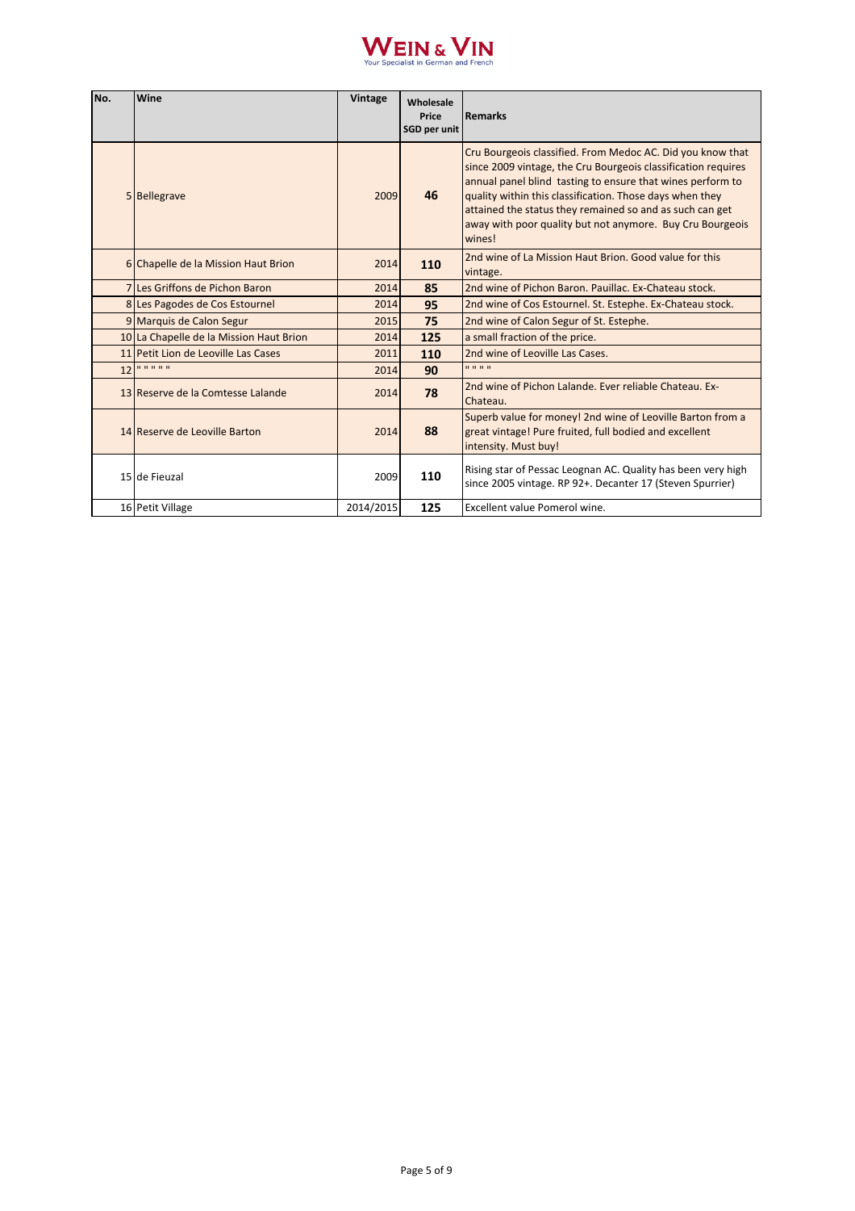# WEIN & VIN

Your Specialist in German and French

| No. | Wine | Vintage | Wholesale Price SGD per unit | Remarks |
|---|---|---|---|---|
| 5 | Bellegrave | 2009 | **46** | Cru Bourgeois classified. From Medoc AC. Did you know that since 2009 vintage, the Cru Bourgeois classification requires annual panel blind tasting to ensure that wines perform to quality within this classification. Those days when they attained the status they remained so and as such can get away with poor quality but not anymore. Buy Cru Bourgeois wines! |
| 6 | Chapelle de la Mission Haut Brion | 2014 | **110** | 2nd wine of La Mission Haut Brion. Good value for this vintage. |
| 7 | Les Griffons de Pichon Baron | 2014 | **85** | 2nd wine of Pichon Baron. Pauillac. Ex-Chateau stock. |
| 8 | Les Pagodes de Cos Estournel | 2014 | **95** | 2nd wine of Cos Estournel. St. Estephe. Ex-Chateau stock. |
| 9 | Marquis de Calon Segur | 2015 | **75** | 2nd wine of Calon Segur of St. Estephe. |
| 10 | La Chapelle de la Mission Haut Brion | 2014 | **125** | a small fraction of the price. |
| 11 | Petit Lion de Leoville Las Cases | 2011 | **110** | 2nd wine of Leoville Las Cases. |
| 12 | " " " " " | 2014 | **90** | " " " " |
| 13 | Reserve de la Comtesse Lalande | 2014 | **78** | 2nd wine of Pichon Lalande. Ever reliable Chateau. Ex-Chateau. |
| 14 | Reserve de Leoville Barton | 2014 | **88** | Superb value for money! 2nd wine of Leoville Barton from a great vintage! Pure fruited, full bodied and excellent intensity. Must buy! |
| 15 | de Fieuzal | 2009 | **110** | Rising star of Pessac Leognan AC. Quality has been very high since 2005 vintage. RP 92+. Decanter 17 (Steven Spurrier) |
| 16 | Petit Village | 2014/2015 | **125** | Excellent value Pomerol wine. |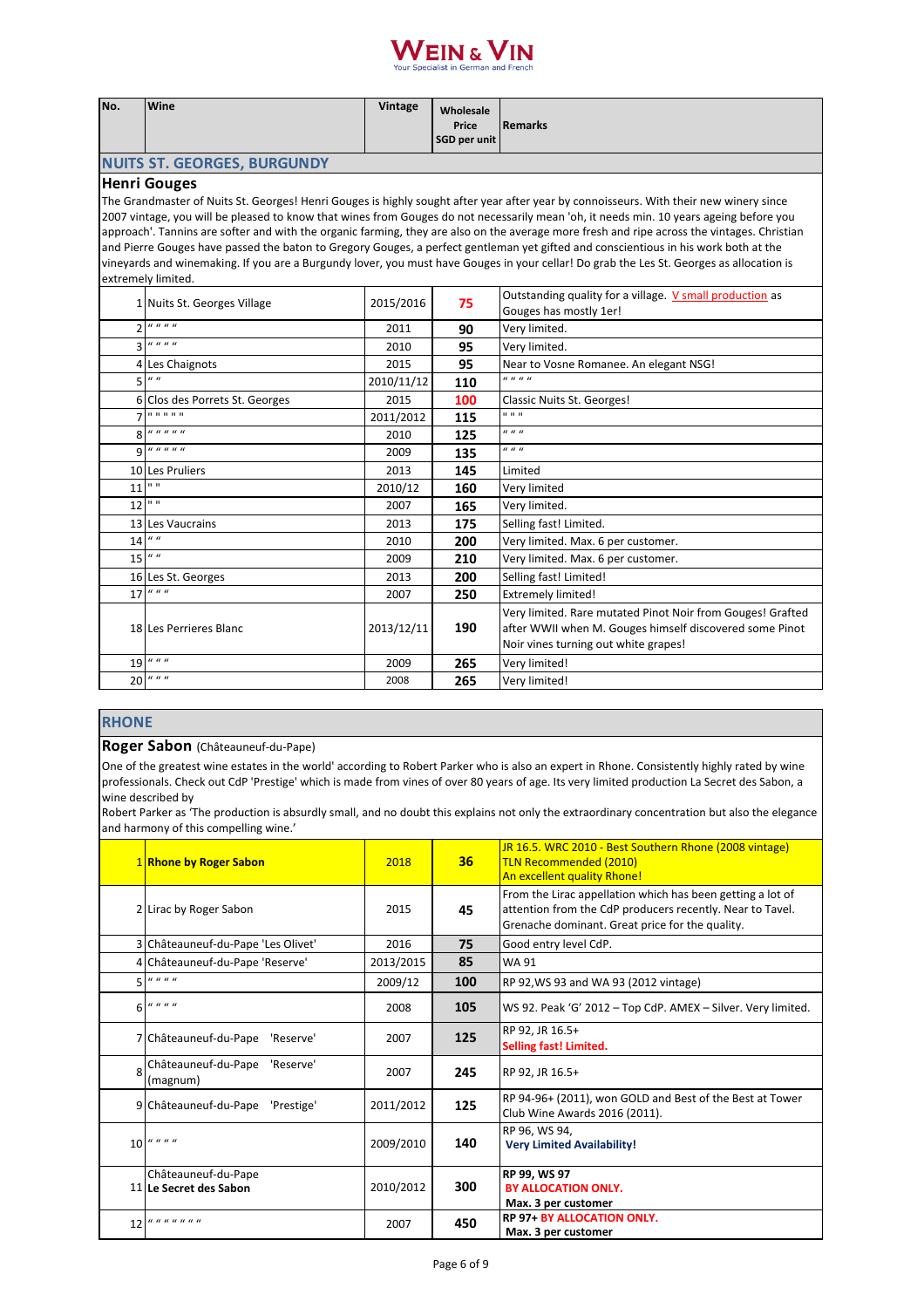# WEIN & VIN
Your Specialist in German and French

| No. | Wine | Vintage | Wholesale Price SGD per unit | Remarks |
|---|---|---|---|---|
| **NUITS ST. GEORGES, BURGUNDY** | | | | |

## Henri Gouges

The Grandmaster of Nuits St. Georges! Henri Gouges is highly sought after year after year by connoisseurs. With their new winery since 2007 vintage, you will be pleased to know that wines from Gouges do not necessarily mean 'oh, it needs min. 10 years ageing before you approach'. Tannins are softer and with the organic farming, they are also on the average more fresh and ripe across the vintages. Christian and Pierre Gouges have passed the baton to Gregory Gouges, a perfect gentleman yet gifted and conscientious in his work both at the vineyards and winemaking. If you are a Burgundy lover, you must have Gouges in your cellar! Do grab the Les St. Georges as allocation is extremely limited.

| No. | Wine | Vintage | Wholesale Price SGD per unit | Remarks |
|---|---|---|---|---|
| 1 | Nuits St. Georges Village | 2015/2016 | **75** | Outstanding quality for a village. V small production as Gouges has mostly 1er! |
| 2 | " " " " | 2011 | **90** | Very limited. |
| 3 | " " " " | 2010 | **95** | Very limited. |
| 4 | Les Chaignots | 2015 | **95** | Near to Vosne Romanee. An elegant NSG! |
| 5 | " " | 2010/11/12 | **110** | " " " " |
| 6 | Clos des Porrets St. Georges | 2015 | **100** | Classic Nuits St. Georges! |
| 7 | " " " " " | 2011/2012 | **115** | " " " |
| 8 | " " " " " | 2010 | **125** | " " " |
| 9 | " " " " " | 2009 | **135** | " " " |
| 10 | Les Pruliers | 2013 | **145** | Limited |
| 11 | " " | 2010/12 | **160** | Very limited |
| 12 | " " | 2007 | **165** | Very limited. |
| 13 | Les Vaucrains | 2013 | **175** | Selling fast! Limited. |
| 14 | " " | 2010 | **200** | Very limited. Max. 6 per customer. |
| 15 | " " | 2009 | **210** | Very limited. Max. 6 per customer. |
| 16 | Les St. Georges | 2013 | **200** | Selling fast! Limited! |
| 17 | " " " | 2007 | **250** | Extremely limited! |
| 18 | Les Perrieres Blanc | 2013/12/11 | **190** | Very limited. Rare mutated Pinot Noir from Gouges! Grafted after WWII when M. Gouges himself discovered some Pinot Noir vines turning out white grapes! |
| 19 | " " " | 2009 | **265** | Very limited! |
| 20 | " " " | 2008 | **265** | Very limited! |

## RHONE

### Roger Sabon (Châteauneuf-du-Pape)

One of the greatest wine estates in the world' according to Robert Parker who is also an expert in Rhone. Consistently highly rated by wine professionals. Check out CdP 'Prestige' which is made from vines of over 80 years of age. Its very limited production La Secret des Sabon, a wine described by
Robert Parker as 'The production is absurdly small, and no doubt this explains not only the extraordinary concentration but also the elegance and harmony of this compelling wine.'

| No. | Wine | Vintage | Wholesale Price SGD per unit | Remarks |
|---|---|---|---|---|
| 1 | **Rhone by Roger Sabon** | 2018 | **36** | JR 16.5. WRC 2010 - Best Southern Rhone (2008 vintage) TLN Recommended (2010) An excellent quality Rhone! |
| 2 | Lirac by Roger Sabon | 2015 | **45** | From the Lirac appellation which has been getting a lot of attention from the CdP producers recently. Near to Tavel. Grenache dominant. Great price for the quality. |
| 3 | Châteauneuf-du-Pape 'Les Olivet' | 2016 | **75** | Good entry level CdP. |
| 4 | Châteauneuf-du-Pape 'Reserve' | 2013/2015 | **85** | WA 91 |
| 5 | " " " " | 2009/12 | **100** | RP 92,WS 93 and WA 93 (2012 vintage) |
| 6 | " " " " | 2008 | **105** | WS 92. Peak 'G' 2012 – Top CdP. AMEX – Silver. Very limited. |
| 7 | Châteauneuf-du-Pape 'Reserve' | 2007 | **125** | RP 92, JR 16.5+ **Selling fast! Limited.** |
| 8 | Châteauneuf-du-Pape 'Reserve' (magnum) | 2007 | **245** | RP 92, JR 16.5+ |
| 9 | Châteauneuf-du-Pape 'Prestige' | 2011/2012 | **125** | RP 94-96+ (2011), won GOLD and Best of the Best at Tower Club Wine Awards 2016 (2011). |
| 10 | " " " " | 2009/2010 | **140** | RP 96, WS 94, **Very Limited Availability!** |
| 11 | Châteauneuf-du-Pape **Le Secret des Sabon** | 2010/2012 | **300** | **RP 99, WS 97 BY ALLOCATION ONLY. Max. 3 per customer** |
| 12 | " " " " " " " " | 2007 | **450** | **RP 97+ BY ALLOCATION ONLY. Max. 3 per customer** |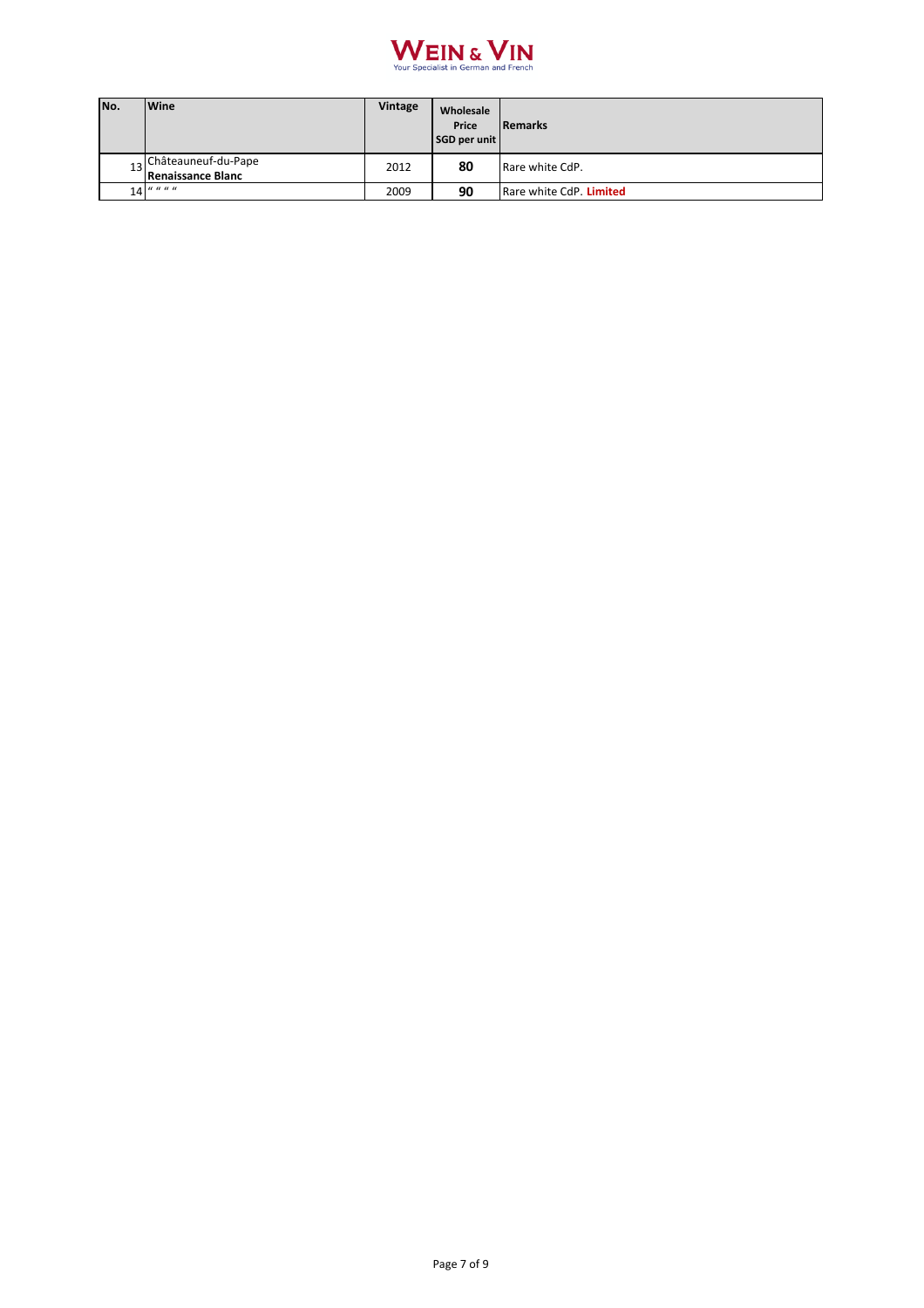**WEIN & VIN**
Your Specialist in German and French

| No. | Wine | Vintage | Wholesale Price SGD per unit | Remarks |
| --- | --- | --- | --- | --- |
| 13 | Châteauneuf-du-Pape **Renaissance Blanc** | 2012 | **80** | Rare white CdP. |
| 14 | " " " " | 2009 | **90** | Rare white CdP. **Limited** |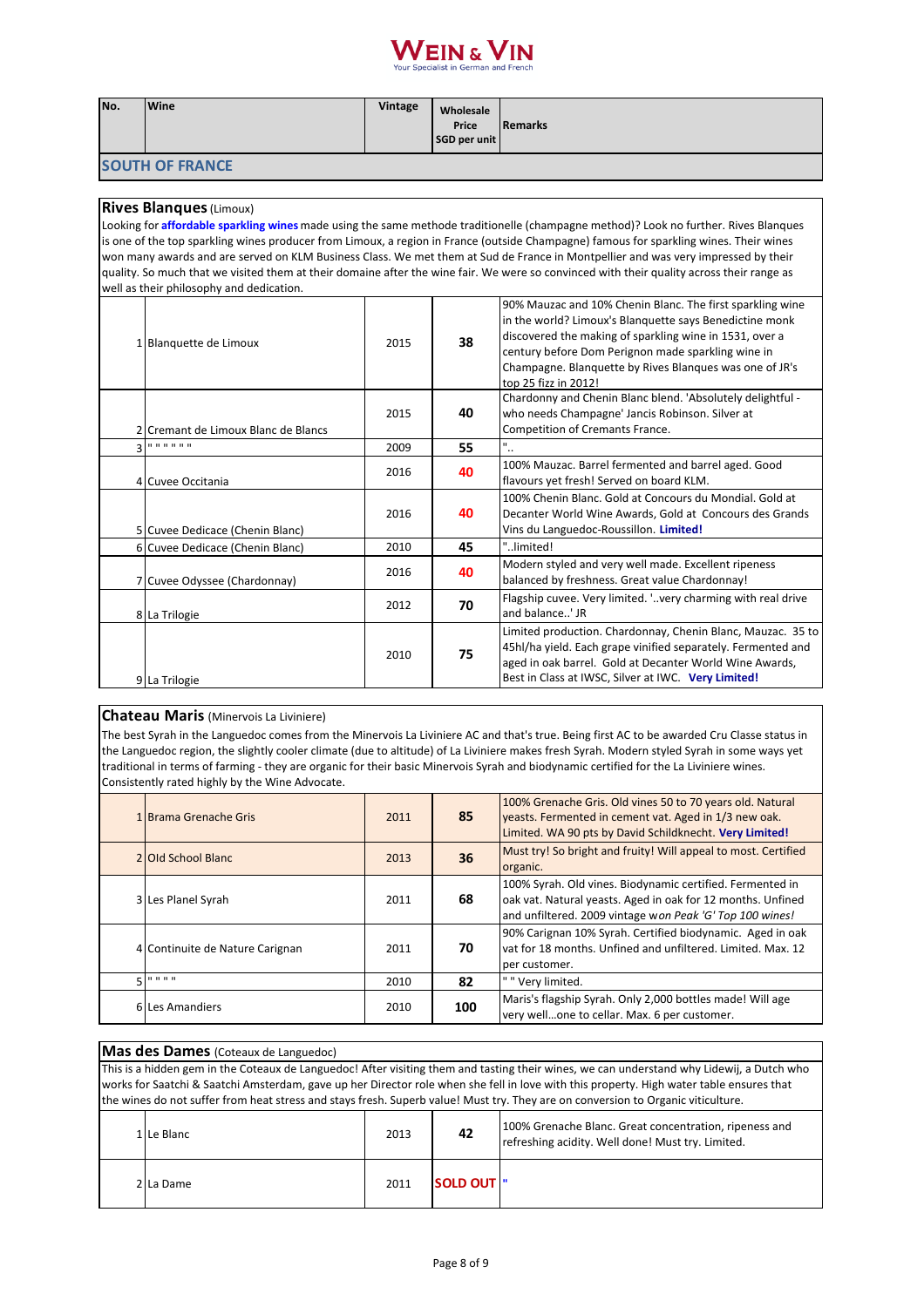# WEIN & VIN

Your Specialist in German and French

| No. | Wine | Vintage | Wholesale Price SGD per unit | Remarks |
|---|---|---|---|---|

## SOUTH OF FRANCE

### Rives Blanques (Limoux)

Looking for **affordable sparkling wines** made using the same methode traditionelle (champagne method)? Look no further. Rives Blanques is one of the top sparkling wines producer from Limoux, a region in France (outside Champagne) famous for sparkling wines. Their wines won many awards and are served on KLM Business Class. We met them at Sud de France in Montpellier and was very impressed by their quality. So much that we visited them at their domaine after the wine fair. We were so convinced with their quality across their range as well as their philosophy and dedication.

| No. | Wine | Vintage | Wholesale Price SGD per unit | Remarks |
|---|---|---|---|---|
| 1 | Blanquette de Limoux | 2015 | **38** | 90% Mauzac and 10% Chenin Blanc. The first sparkling wine in the world? Limoux's Blanquette says Benedictine monk discovered the making of sparkling wine in 1531, over a century before Dom Perignon made sparkling wine in Champagne. Blanquette by Rives Blanques was one of JR's top 25 fizz in 2012! |
| 2 | Cremant de Limoux Blanc de Blancs | 2015 | **40** | Chardonny and Chenin Blanc blend. 'Absolutely delightful - who needs Champagne' Jancis Robinson. Silver at Competition of Cremants France. |
| 3 | " " " " " " | 2009 | **55** | ".. |
| 4 | Cuvee Occitania | 2016 | **40** | 100% Mauzac. Barrel fermented and barrel aged. Good flavours yet fresh! Served on board KLM. |
| 5 | Cuvee Dedicace (Chenin Blanc) | 2016 | **40** | 100% Chenin Blanc. Gold at Concours du Mondial. Gold at Decanter World Wine Awards, Gold at Concours des Grands Vins du Languedoc-Roussillon. **Limited!** |
| 6 | Cuvee Dedicace (Chenin Blanc) | 2010 | **45** | "..limited! |
| 7 | Cuvee Odyssee (Chardonnay) | 2016 | **40** | Modern styled and very well made. Excellent ripeness balanced by freshness. Great value Chardonnay! |
| 8 | La Trilogie | 2012 | **70** | Flagship cuvee. Very limited. '..very charming with real drive and balance..' JR |
| 9 | La Trilogie | 2010 | **75** | Limited production. Chardonnay, Chenin Blanc, Mauzac. 35 to 45hl/ha yield. Each grape vinified separately. Fermented and aged in oak barrel. Gold at Decanter World Wine Awards, Best in Class at IWSC, Silver at IWC. **Very Limited!** |

### Chateau Maris (Minervois La Liviniere)

The best Syrah in the Languedoc comes from the Minervois La Liviniere AC and that's true. Being first AC to be awarded Cru Classe status in the Languedoc region, the slightly cooler climate (due to altitude) of La Liviniere makes fresh Syrah. Modern styled Syrah in some ways yet traditional in terms of farming - they are organic for their basic Minervois Syrah and biodynamic certified for the La Liviniere wines. Consistently rated highly by the Wine Advocate.

| No. | Wine | Vintage | Wholesale Price SGD per unit | Remarks |
|---|---|---|---|---|
| 1 | Brama Grenache Gris | 2011 | **85** | 100% Grenache Gris. Old vines 50 to 70 years old. Natural yeasts. Fermented in cement vat. Aged in 1/3 new oak. Limited. WA 90 pts by David Schildknecht. **Very Limited!** |
| 2 | Old School Blanc | 2013 | **36** | Must try! So bright and fruity! Will appeal to most. Certified organic. |
| 3 | Les Planel Syrah | 2011 | **68** | 100% Syrah. Old vines. Biodynamic certified. Fermented in oak vat. Natural yeasts. Aged in oak for 12 months. Unfined and unfiltered. 2009 vintage w*on Peak 'G' Top 100 wines!* |
| 4 | Continuite de Nature Carignan | 2011 | **70** | 90% Carignan 10% Syrah. Certified biodynamic. Aged in oak vat for 18 months. Unfined and unfiltered. Limited. Max. 12 per customer. |
| 5 | " " " " | 2010 | **82** | " " Very limited. |
| 6 | Les Amandiers | 2010 | **100** | Maris's flagship Syrah. Only 2,000 bottles made! Will age very well…one to cellar. Max. 6 per customer. |

### Mas des Dames (Coteaux de Languedoc)

This is a hidden gem in the Coteaux de Languedoc! After visiting them and tasting their wines, we can understand why Lidewij, a Dutch who works for Saatchi & Saatchi Amsterdam, gave up her Director role when she fell in love with this property. High water table ensures that the wines do not suffer from heat stress and stays fresh. Superb value! Must try. They are on conversion to Organic viticulture.

| No. | Wine | Vintage | Wholesale Price SGD per unit | Remarks |
|---|---|---|---|---|
| 1 | Le Blanc | 2013 | **42** | 100% Grenache Blanc. Great concentration, ripeness and refreshing acidity. Well done! Must try. Limited. |
| 2 | La Dame | 2011 | **SOLD OUT** | " |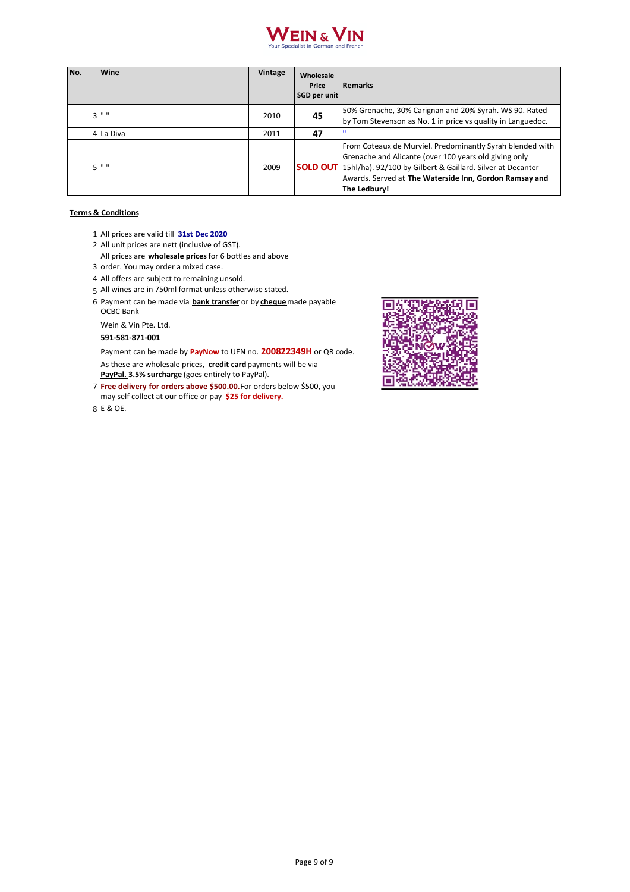# WEIN & VIN

Your Specialist in German and French

| No. | Wine | Vintage | Wholesale Price SGD per unit | Remarks |
|---|---|---|---|---|
| 3 | " " | 2010 | **45** | 50% Grenache, 30% Carignan and 20% Syrah. WS 90. Rated by Tom Stevenson as No. 1 in price vs quality in Languedoc. |
| 4 | La Diva | 2011 | **47** | " |
| 5 | " " | 2009 | **SOLD OUT** | From Coteaux de Murviel. Predominantly Syrah blended with Grenache and Alicante (over 100 years old giving only 15hl/ha). 92/100 by Gilbert & Gaillard. Silver at Decanter Awards. Served at **The Waterside Inn, Gordon Ramsay and The Ledbury!** |

**Terms & Conditions**

1. All prices are valid till **31st Dec 2020**
2. All unit prices are nett (inclusive of GST).
3. All prices are **wholesale prices** for 6 bottles and above order. You may order a mixed case.
4. All offers are subject to remaining unsold.
5. All wines are in 750ml format unless otherwise stated.
6. Payment can be made via **bank transfer** or by **cheque** made payable OCBC Bank

   Wein & Vin Pte. Ltd.

   **591-581-871-001**

   Payment can be made by **PayNow** to UEN no. **200822349H** or QR code.

   As these are wholesale prices, **credit card** payments will be via **PayPal. 3.5% surcharge** (goes entirely to PayPal).
7. **Free delivery for orders above $500.00.** For orders below $500, you may self collect at our office or pay **$25 for delivery.**
8. E & OE.